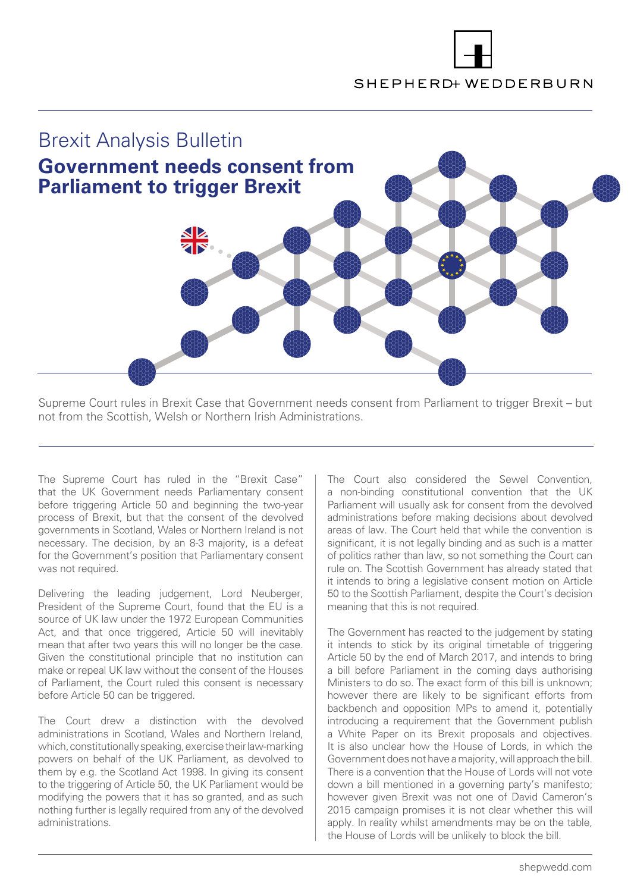# Brexit Analysis Bulletin

## Government needs consent from Parliament to trigger Brexit

Supreme Court rules in Brexit Case that Government needs consent from Parliament to trigger Brexit – but not from the Scottish, Welsh or Northern Irish Administrations.

The Supreme Court has ruled in the "Brexit Case" that the UK Government needs Parliamentary consent before triggering Article 50 and beginning the two-year process of Brexit, but that the consent of the devolved governments in Scotland, Wales or Northern Ireland is not necessary. The decision, by an 8-3 majority, is a defeat for the Government's position that Parliamentary consent was not required.

Delivering the leading judgement, Lord Neuberger, President of the Supreme Court, found that the EU is a source of UK law under the 1972 European Communities Act, and that once triggered, Article 50 will inevitably mean that after two years this will no longer be the case. Given the constitutional principle that no institution can make or repeal UK law without the consent of the Houses of Parliament, the Court ruled this consent is necessary before Article 50 can be triggered.

The Court drew a distinction with the devolved administrations in Scotland, Wales and Northern Ireland, which, constitutionally speaking, exercise their law-marking powers on behalf of the UK Parliament, as devolved to them by e.g. the Scotland Act 1998. In giving its consent to the triggering of Article 50, the UK Parliament would be modifying the powers that it has so granted, and as such nothing further is legally required from any of the devolved administrations.

The Court also considered the Sewel Convention, a non-binding constitutional convention that the UK Parliament will usually ask for consent from the devolved administrations before making decisions about devolved areas of law. The Court held that while the convention is significant, it is not legally binding and as such is a matter of politics rather than law, so not something the Court can rule on. The Scottish Government has already stated that it intends to bring a legislative consent motion on Article 50 to the Scottish Parliament, despite the Court's decision meaning that this is not required.

The Government has reacted to the judgement by stating it intends to stick by its original timetable of triggering Article 50 by the end of March 2017, and intends to bring a bill before Parliament in the coming days authorising Ministers to do so. The exact form of this bill is unknown; however there are likely to be significant efforts from backbench and opposition MPs to amend it, potentially introducing a requirement that the Government publish a White Paper on its Brexit proposals and objectives. It is also unclear how the House of Lords, in which the Government does not have a majority, will approach the bill. There is a convention that the House of Lords will not vote down a bill mentioned in a governing party's manifesto; however given Brexit was not one of David Cameron's 2015 campaign promises it is not clear whether this will apply. In reality whilst amendments may be on the table, the House of Lords will be unlikely to block the bill.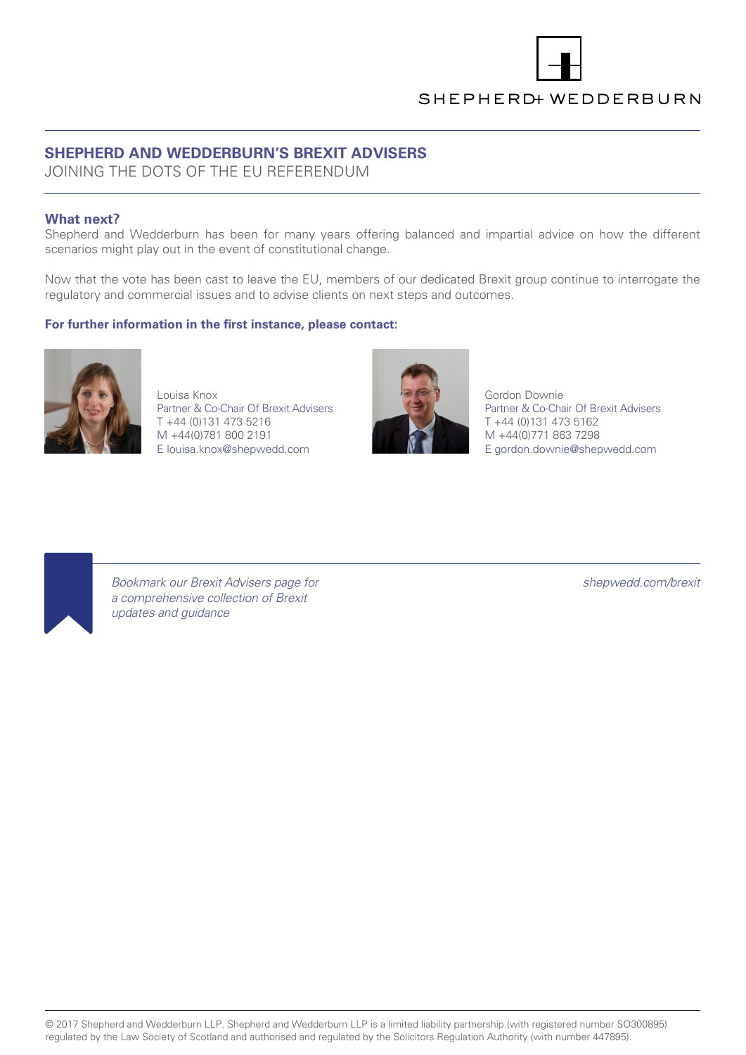SHEPHERD+ WEDDERBURN

## SHEPHERD AND WEDDERBURN'S BREXIT ADVISERS

JOINING THE DOTS OF THE EU REFERENDUM

### What next?

Shepherd and Wedderburn has been for many years offering balanced and impartial advice on how the different scenarios might play out in the event of constitutional change.

Now that the vote has been cast to leave the EU, members of our dedicated Brexit group continue to interrogate the regulatory and commercial issues and to advise clients on next steps and outcomes.

**For further information in the first instance, please contact:**

Louisa Knox
Partner & Co-Chair Of Brexit Advisers
T +44 (0)131 473 5216
M +44(0)781 800 2191
E louisa.knox@shepwedd.com

Gordon Downie
Partner & Co-Chair Of Brexit Advisers
T +44 (0)131 473 5162
M +44(0)771 863 7298
E gordon.downie@shepwedd.com

*Bookmark our Brexit Advisers page for a comprehensive collection of Brexit updates and guidance*

*shepwedd.com/brexit*

© 2017 Shepherd and Wedderburn LLP. Shepherd and Wedderburn LLP is a limited liability partnership (with registered number SO300895) regulated by the Law Society of Scotland and authorised and regulated by the Solicitors Regulation Authority (with number 447895).